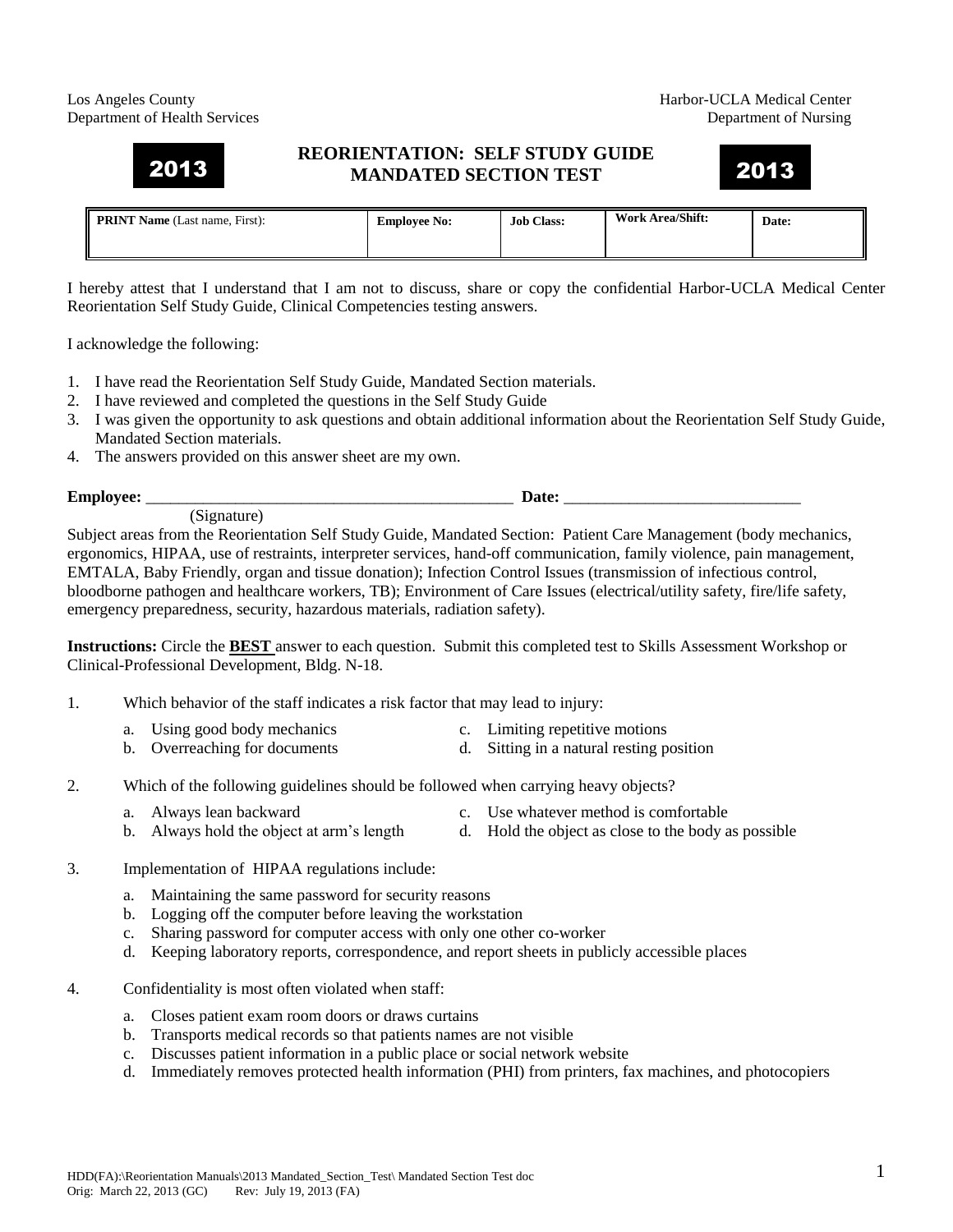Los Angeles County
Department of Health Services

Harbor-UCLA Medical Center
Department of Nursing

# 2013 REORIENTATION: SELF STUDY GUIDE MANDATED SECTION TEST 2013

| **PRINT Name** (Last name, First): | **Employee No:** | **Job Class:** | **Work Area/Shift:** | **Date:** |
|---|---|---|---|---|
| | | | | |

I hereby attest that I understand that I am not to discuss, share or copy the confidential Harbor-UCLA Medical Center Reorientation Self Study Guide, Clinical Competencies testing answers.

I acknowledge the following:

1. I have read the Reorientation Self Study Guide, Mandated Section materials.
2. I have reviewed and completed the questions in the Self Study Guide
3. I was given the opportunity to ask questions and obtain additional information about the Reorientation Self Study Guide, Mandated Section materials.
4. The answers provided on this answer sheet are my own.

**Employee:** _______________________________________________ **Date:** _____________________________
(Signature)

Subject areas from the Reorientation Self Study Guide, Mandated Section: Patient Care Management (body mechanics, ergonomics, HIPAA, use of restraints, interpreter services, hand-off communication, family violence, pain management, EMTALA, Baby Friendly, organ and tissue donation); Infection Control Issues (transmission of infectious control, bloodborne pathogen and healthcare workers, TB); Environment of Care Issues (electrical/utility safety, fire/life safety, emergency preparedness, security, hazardous materials, radiation safety).

**Instructions:** Circle the **BEST** answer to each question. Submit this completed test to Skills Assessment Workshop or Clinical-Professional Development, Bldg. N-18.

1. Which behavior of the staff indicates a risk factor that may lead to injury:
   a. Using good body mechanics
   b. Overreaching for documents
   c. Limiting repetitive motions
   d. Sitting in a natural resting position

2. Which of the following guidelines should be followed when carrying heavy objects?
   a. Always lean backward
   b. Always hold the object at arm's length
   c. Use whatever method is comfortable
   d. Hold the object as close to the body as possible

3. Implementation of HIPAA regulations include:
   a. Maintaining the same password for security reasons
   b. Logging off the computer before leaving the workstation
   c. Sharing password for computer access with only one other co-worker
   d. Keeping laboratory reports, correspondence, and report sheets in publicly accessible places

4. Confidentiality is most often violated when staff:
   a. Closes patient exam room doors or draws curtains
   b. Transports medical records so that patients names are not visible
   c. Discusses patient information in a public place or social network website
   d. Immediately removes protected health information (PHI) from printers, fax machines, and photocopiers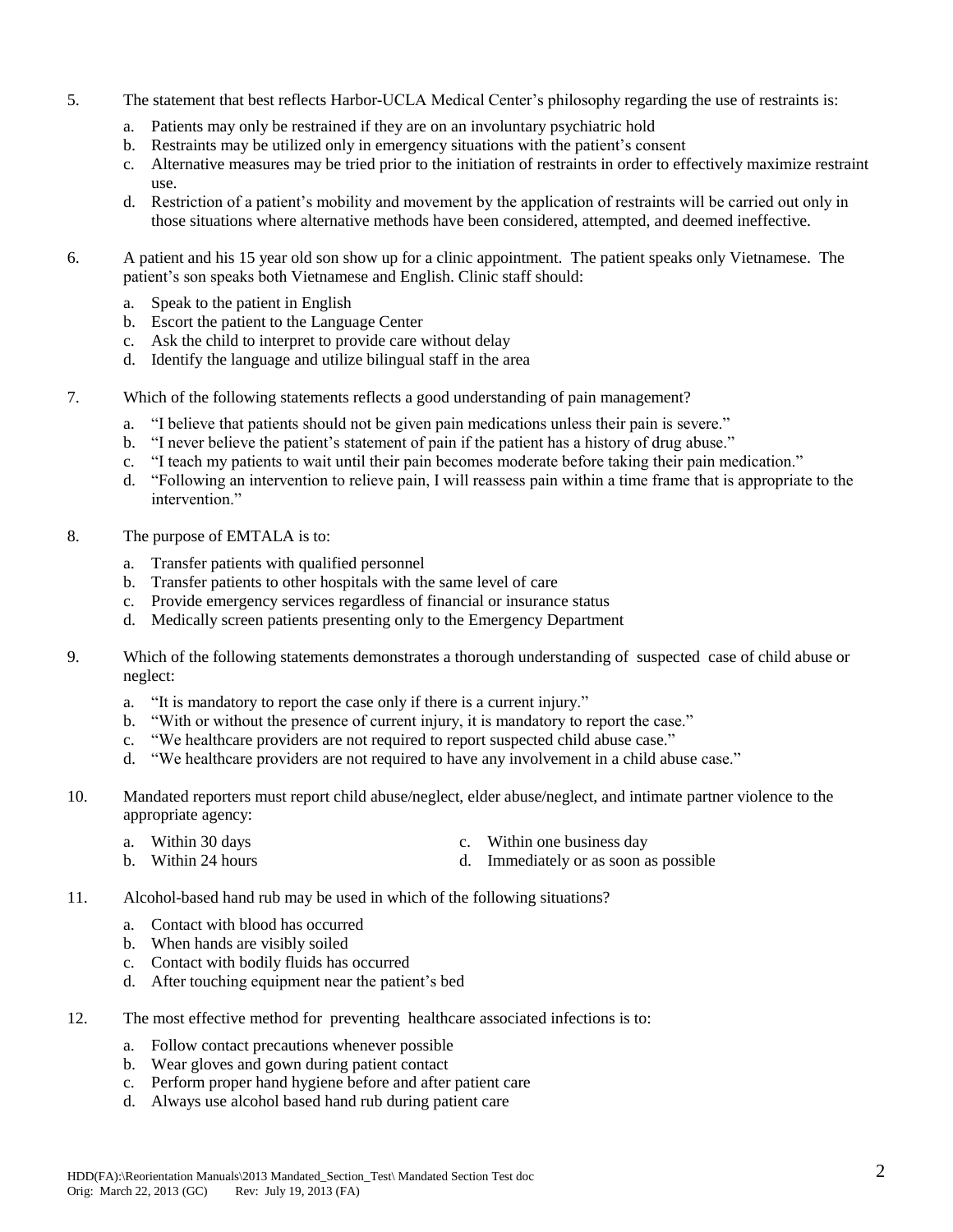5. The statement that best reflects Harbor-UCLA Medical Center's philosophy regarding the use of restraints is:

   a. Patients may only be restrained if they are on an involuntary psychiatric hold
   b. Restraints may be utilized only in emergency situations with the patient's consent
   c. Alternative measures may be tried prior to the initiation of restraints in order to effectively maximize restraint use.
   d. Restriction of a patient's mobility and movement by the application of restraints will be carried out only in those situations where alternative methods have been considered, attempted, and deemed ineffective.

6. A patient and his 15 year old son show up for a clinic appointment. The patient speaks only Vietnamese. The patient's son speaks both Vietnamese and English. Clinic staff should:

   a. Speak to the patient in English
   b. Escort the patient to the Language Center
   c. Ask the child to interpret to provide care without delay
   d. Identify the language and utilize bilingual staff in the area

7. Which of the following statements reflects a good understanding of pain management?

   a. "I believe that patients should not be given pain medications unless their pain is severe."
   b. "I never believe the patient's statement of pain if the patient has a history of drug abuse."
   c. "I teach my patients to wait until their pain becomes moderate before taking their pain medication."
   d. "Following an intervention to relieve pain, I will reassess pain within a time frame that is appropriate to the intervention."

8. The purpose of EMTALA is to:

   a. Transfer patients with qualified personnel
   b. Transfer patients to other hospitals with the same level of care
   c. Provide emergency services regardless of financial or insurance status
   d. Medically screen patients presenting only to the Emergency Department

9. Which of the following statements demonstrates a thorough understanding of suspected case of child abuse or neglect:

   a. "It is mandatory to report the case only if there is a current injury."
   b. "With or without the presence of current injury, it is mandatory to report the case."
   c. "We healthcare providers are not required to report suspected child abuse case."
   d. "We healthcare providers are not required to have any involvement in a child abuse case."

10. Mandated reporters must report child abuse/neglect, elder abuse/neglect, and intimate partner violence to the appropriate agency:

    a. Within 30 days
    b. Within 24 hours
    c. Within one business day
    d. Immediately or as soon as possible

11. Alcohol-based hand rub may be used in which of the following situations?

    a. Contact with blood has occurred
    b. When hands are visibly soiled
    c. Contact with bodily fluids has occurred
    d. After touching equipment near the patient's bed

12. The most effective method for preventing healthcare associated infections is to:

    a. Follow contact precautions whenever possible
    b. Wear gloves and gown during patient contact
    c. Perform proper hand hygiene before and after patient care
    d. Always use alcohol based hand rub during patient care

HDD(FA):\Reorientation Manuals\2013 Mandated_Section_Test\ Mandated Section Test doc
Orig: March 22, 2013 (GC) Rev: July 19, 2013 (FA)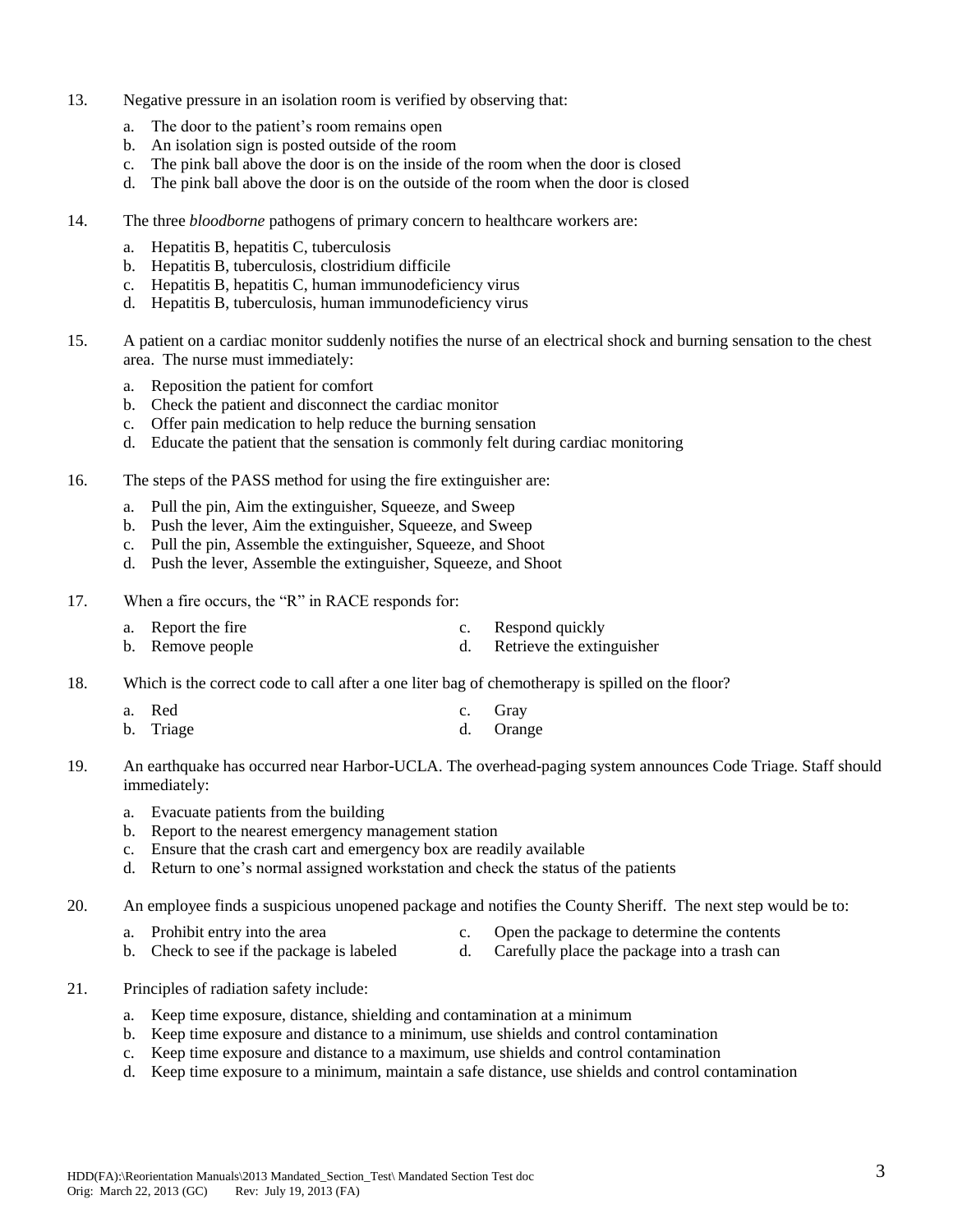13. Negative pressure in an isolation room is verified by observing that:

    a. The door to the patient's room remains open
    b. An isolation sign is posted outside of the room
    c. The pink ball above the door is on the inside of the room when the door is closed
    d. The pink ball above the door is on the outside of the room when the door is closed

14. The three *bloodborne* pathogens of primary concern to healthcare workers are:

    a. Hepatitis B, hepatitis C, tuberculosis
    b. Hepatitis B, tuberculosis, clostridium difficile
    c. Hepatitis B, hepatitis C, human immunodeficiency virus
    d. Hepatitis B, tuberculosis, human immunodeficiency virus

15. A patient on a cardiac monitor suddenly notifies the nurse of an electrical shock and burning sensation to the chest area. The nurse must immediately:

    a. Reposition the patient for comfort
    b. Check the patient and disconnect the cardiac monitor
    c. Offer pain medication to help reduce the burning sensation
    d. Educate the patient that the sensation is commonly felt during cardiac monitoring

16. The steps of the PASS method for using the fire extinguisher are:

    a. Pull the pin, Aim the extinguisher, Squeeze, and Sweep
    b. Push the lever, Aim the extinguisher, Squeeze, and Sweep
    c. Pull the pin, Assemble the extinguisher, Squeeze, and Shoot
    d. Push the lever, Assemble the extinguisher, Squeeze, and Shoot

17. When a fire occurs, the "R" in RACE responds for:

    a. Report the fire
    b. Remove people
    c. Respond quickly
    d. Retrieve the extinguisher

18. Which is the correct code to call after a one liter bag of chemotherapy is spilled on the floor?

    a. Red
    b. Triage
    c. Gray
    d. Orange

19. An earthquake has occurred near Harbor-UCLA. The overhead-paging system announces Code Triage. Staff should immediately:

    a. Evacuate patients from the building
    b. Report to the nearest emergency management station
    c. Ensure that the crash cart and emergency box are readily available
    d. Return to one's normal assigned workstation and check the status of the patients

20. An employee finds a suspicious unopened package and notifies the County Sheriff. The next step would be to:

    a. Prohibit entry into the area
    b. Check to see if the package is labeled
    c. Open the package to determine the contents
    d. Carefully place the package into a trash can

21. Principles of radiation safety include:

    a. Keep time exposure, distance, shielding and contamination at a minimum
    b. Keep time exposure and distance to a minimum, use shields and control contamination
    c. Keep time exposure and distance to a maximum, use shields and control contamination
    d. Keep time exposure to a minimum, maintain a safe distance, use shields and control contamination

HDD(FA):\Reorientation Manuals\2013 Mandated_Section_Test\ Mandated Section Test doc
Orig: March 22, 2013 (GC) Rev: July 19, 2013 (FA)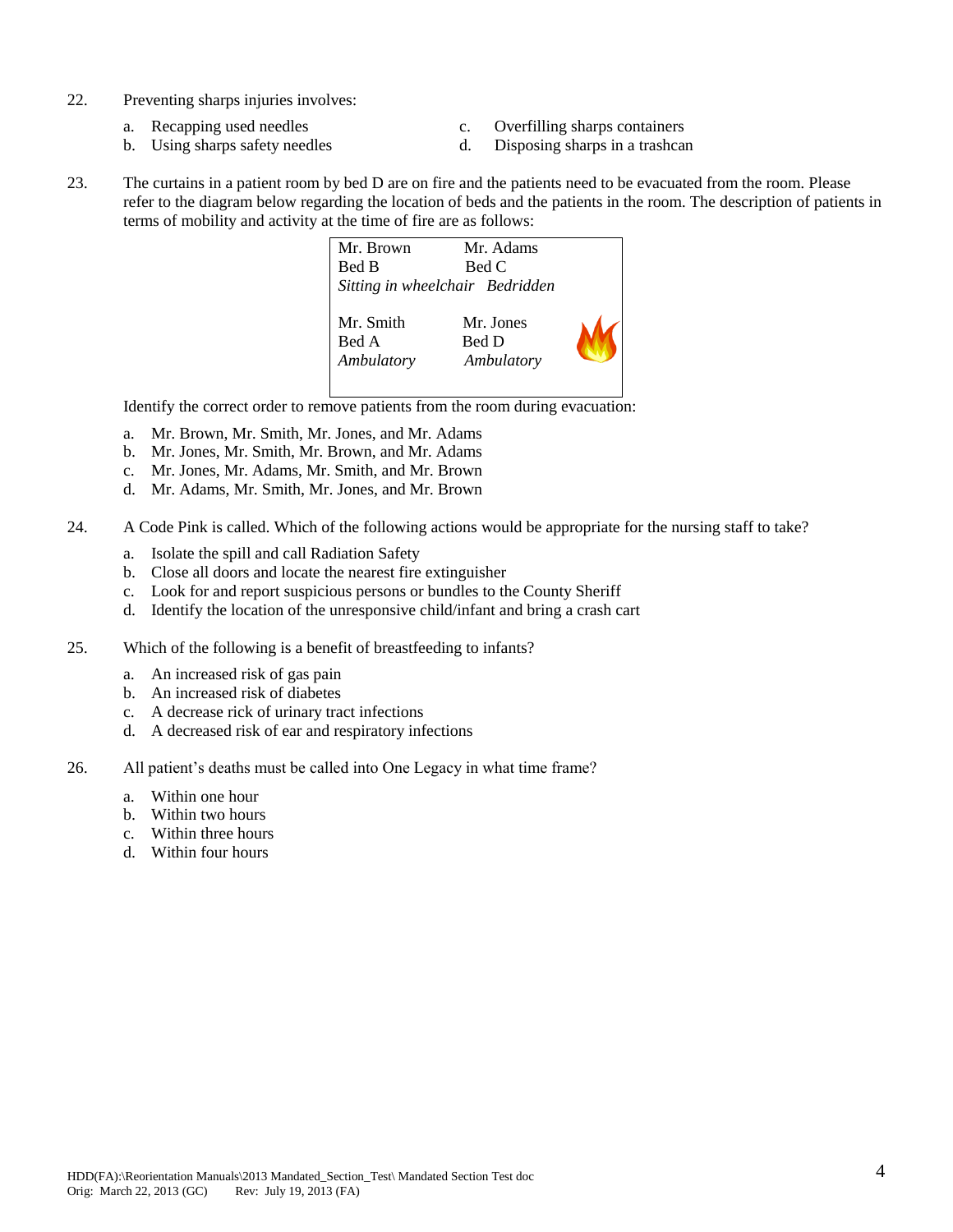22. Preventing sharps injuries involves:

    a. Recapping used needles
    b. Using sharps safety needles
    c. Overfilling sharps containers
    d. Disposing sharps in a trashcan

23. The curtains in a patient room by bed D are on fire and the patients need to be evacuated from the room. Please refer to the diagram below regarding the location of beds and the patients in the room. The description of patients in terms of mobility and activity at the time of fire are as follows:

| | |
|---|---|
| Mr. Brown<br>Bed B<br>*Sitting in wheelchair* | Mr. Adams<br>Bed C<br>*Bedridden* |
| Mr. Smith<br>Bed A<br>*Ambulatory* | Mr. Jones<br>Bed D<br>*Ambulatory* |

    Identify the correct order to remove patients from the room during evacuation:

    a. Mr. Brown, Mr. Smith, Mr. Jones, and Mr. Adams
    b. Mr. Jones, Mr. Smith, Mr. Brown, and Mr. Adams
    c. Mr. Jones, Mr. Adams, Mr. Smith, and Mr. Brown
    d. Mr. Adams, Mr. Smith, Mr. Jones, and Mr. Brown

24. A Code Pink is called. Which of the following actions would be appropriate for the nursing staff to take?

    a. Isolate the spill and call Radiation Safety
    b. Close all doors and locate the nearest fire extinguisher
    c. Look for and report suspicious persons or bundles to the County Sheriff
    d. Identify the location of the unresponsive child/infant and bring a crash cart

25. Which of the following is a benefit of breastfeeding to infants?

    a. An increased risk of gas pain
    b. An increased risk of diabetes
    c. A decrease rick of urinary tract infections
    d. A decreased risk of ear and respiratory infections

26. All patient's deaths must be called into One Legacy in what time frame?

    a. Within one hour
    b. Within two hours
    c. Within three hours
    d. Within four hours

HDD(FA):\Reorientation Manuals\2013 Mandated_Section_Test\ Mandated Section Test doc
Orig: March 22, 2013 (GC) Rev: July 19, 2013 (FA)